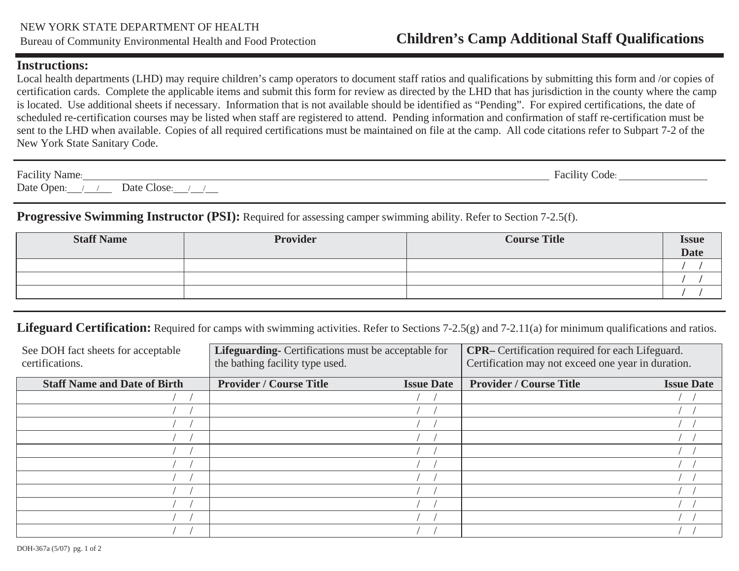NEW YORK STATE DEPARTMENT OF HEALTH
Bureau of Community Environmental Health and Food Protection

# Children's Camp Additional Staff Qualifications

## Instructions:

Local health departments (LHD) may require children's camp operators to document staff ratios and qualifications by submitting this form and /or copies of certification cards. Complete the applicable items and submit this form for review as directed by the LHD that has jurisdiction in the county where the camp is located. Use additional sheets if necessary. Information that is not available should be identified as "Pending". For expired certifications, the date of scheduled re-certification courses may be listed when staff are registered to attend. Pending information and confirmation of staff re-certification must be sent to the LHD when available. Copies of all required certifications must be maintained on file at the camp. All code citations refer to Subpart 7-2 of the New York State Sanitary Code.

Facility Name: ______________________________ Facility Code: ______________

Date Open: \_\_\_/\_\_\_/\_\_\_ Date Close: \_\_\_/\_\_\_/\_\_\_

## Progressive Swimming Instructor (PSI): Required for assessing camper swimming ability. Refer to Section 7-2.5(f).

| Staff Name | Provider | Course Title | Issue Date |
|---|---|---|---|
| | | | / / |
| | | | / / |
| | | | / / |

## Lifeguard Certification: Required for camps with swimming activities. Refer to Sections 7-2.5(g) and 7-2.11(a) for minimum qualifications and ratios.

| See DOH fact sheets for acceptable certifications. | **Lifeguarding-** Certifications must be acceptable for the bathing facility type used. | | **CPR–** Certification required for each Lifeguard. Certification may not exceed one year in duration. | |
|---|---|---|---|---|
| **Staff Name and Date of Birth** | **Provider / Course Title** | **Issue Date** | **Provider / Course Title** | **Issue Date** |
| / / | | / / | | / / |
| / / | | / / | | / / |
| / / | | / / | | / / |
| / / | | / / | | / / |
| / / | | / / | | / / |
| / / | | / / | | / / |
| / / | | / / | | / / |
| / / | | / / | | / / |
| / / | | / / | | / / |
| / / | | / / | | / / |
| / / | | / / | | / / |

DOH-367a (5/07)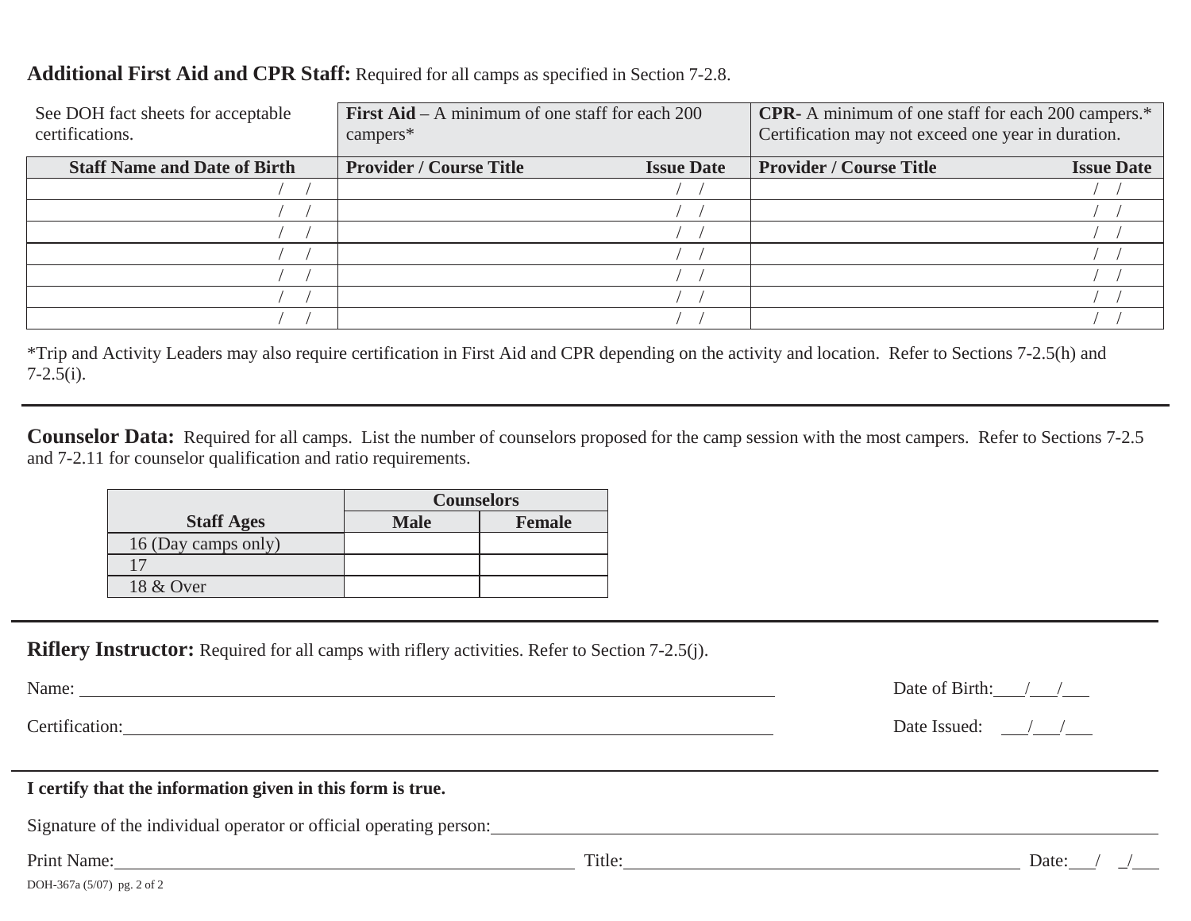**Additional First Aid and CPR Staff:** Required for all camps as specified in Section 7-2.8.

| See DOH fact sheets for acceptable certifications. | **First Aid** – A minimum of one staff for each 200 campers* | | **CPR-** A minimum of one staff for each 200 campers.* Certification may not exceed one year in duration. | |
|---|---|---|---|---|
| **Staff Name and Date of Birth** | **Provider / Course Title** | **Issue Date** | **Provider / Course Title** | **Issue Date** |
| / / | | / / | | / / |
| / / | | / / | | / / |
| / / | | / / | | / / |
| / / | | / / | | / / |
| / / | | / / | | / / |
| / / | | / / | | / / |
| / / | | / / | | / / |

*Trip and Activity Leaders may also require certification in First Aid and CPR depending on the activity and location. Refer to Sections 7-2.5(h) and 7-2.5(i).

---

**Counselor Data:** Required for all camps. List the number of counselors proposed for the camp session with the most campers. Refer to Sections 7-2.5 and 7-2.11 for counselor qualification and ratio requirements.

| Staff Ages | Counselors | |
|---|---|---|
| | **Male** | **Female** |
| 16 (Day camps only) | | |
| 17 | | |
| 18 & Over | | |

---

**Riflery Instructor:** Required for all camps with riflery activities. Refer to Section 7-2.5(j).

Name: ______________________________ Date of Birth: ___/___/___

Certification: ______________________________ Date Issued: ___/___/___

---

**I certify that the information given in this form is true.**

Signature of the individual operator or official operating person: ______________________________

Print Name: ______________________ Title: ______________________ Date: ___/ _/___

DOH-367a (5/07) pg. 2 of 2